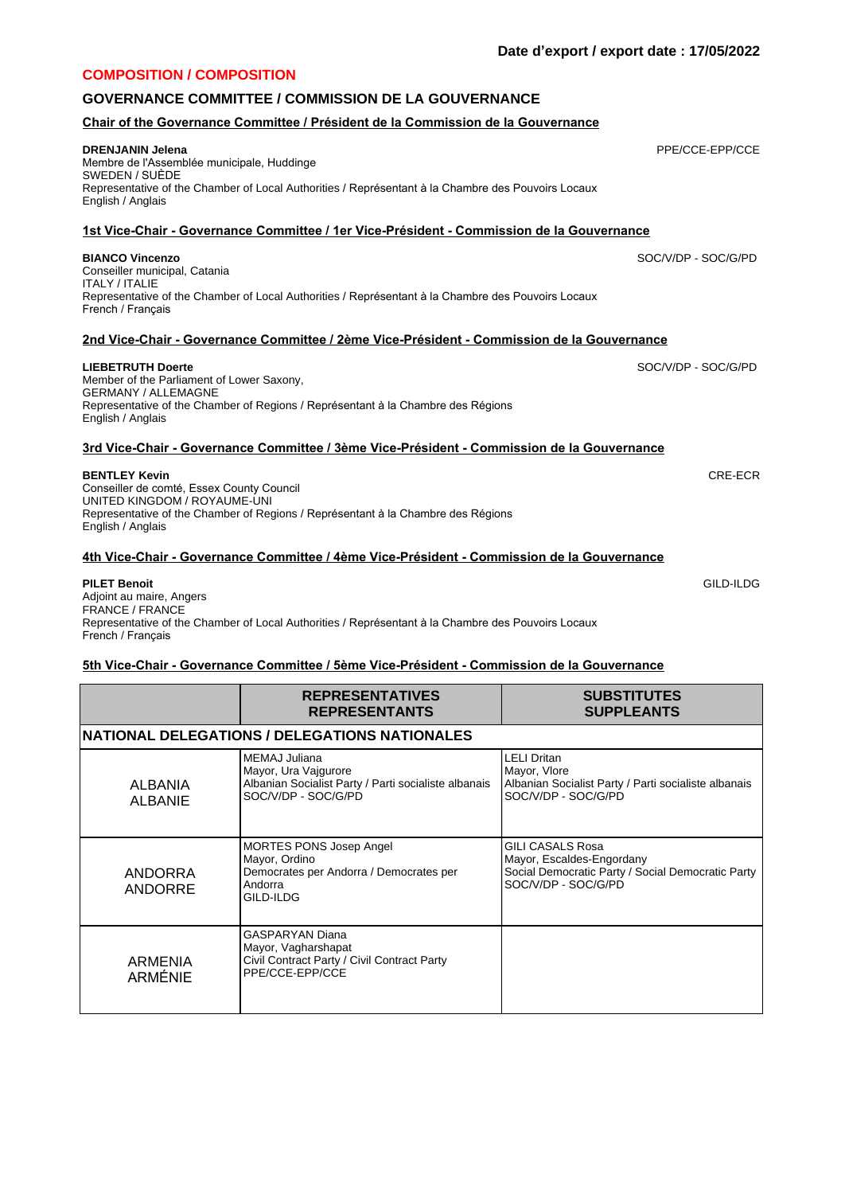**Date d'export / export date : 17/05/2022**

# COMPOSITION / COMPOSITION

## GOVERNANCE COMMITTEE / COMMISSION DE LA GOUVERNANCE

### Chair of the Governance Committee / Président de la Commission de la Gouvernance

**DRENJANIN Jelena** PPE/CCE-EPP/CCE
Membre de l'Assemblée municipale, Huddinge
SWEDEN / SUÈDE
Representative of the Chamber of Local Authorities / Représentant à la Chambre des Pouvoirs Locaux
English / Anglais

### 1st Vice-Chair - Governance Committee / 1er Vice-Président - Commission de la Gouvernance

**BIANCO Vincenzo** SOC/V/DP - SOC/G/PD
Conseiller municipal, Catania
ITALY / ITALIE
Representative of the Chamber of Local Authorities / Représentant à la Chambre des Pouvoirs Locaux
French / Français

### 2nd Vice-Chair - Governance Committee / 2ème Vice-Président - Commission de la Gouvernance

**LIEBETRUTH Doerte** SOC/V/DP - SOC/G/PD
Member of the Parliament of Lower Saxony,
GERMANY / ALLEMAGNE
Representative of the Chamber of Regions / Représentant à la Chambre des Régions
English / Anglais

### 3rd Vice-Chair - Governance Committee / 3ème Vice-Président - Commission de la Gouvernance

**BENTLEY Kevin** CRE-ECR
Conseiller de comté, Essex County Council
UNITED KINGDOM / ROYAUME-UNI
Representative of the Chamber of Regions / Représentant à la Chambre des Régions
English / Anglais

### 4th Vice-Chair - Governance Committee / 4ème Vice-Président - Commission de la Gouvernance

**PILET Benoit** GILD-ILDG
Adjoint au maire, Angers
FRANCE / FRANCE
Representative of the Chamber of Local Authorities / Représentant à la Chambre des Pouvoirs Locaux
French / Français

### 5th Vice-Chair - Governance Committee / 5ème Vice-Président - Commission de la Gouvernance

| | REPRESENTATIVES REPRESENTANTS | SUBSTITUTES SUPPLEANTS |
|---|---|---|
| **NATIONAL DELEGATIONS / DELEGATIONS NATIONALES** | | |
| ALBANIA ALBANIE | MEMAJ Juliana<br>Mayor, Ura Vajgurore<br>Albanian Socialist Party / Parti socialiste albanais<br>SOC/V/DP - SOC/G/PD | LELI Dritan<br>Mayor, Vlore<br>Albanian Socialist Party / Parti socialiste albanais<br>SOC/V/DP - SOC/G/PD |
| ANDORRA ANDORRE | MORTES PONS Josep Angel<br>Mayor, Ordino<br>Democrates per Andorra / Democrates per Andorra<br>GILD-ILDG | GILI CASALS Rosa<br>Mayor, Escaldes-Engordany<br>Social Democratic Party / Social Democratic Party<br>SOC/V/DP - SOC/G/PD |
| ARMENIA ARMÉNIE | GASPARYAN Diana<br>Mayor, Vagharshapat<br>Civil Contract Party / Civil Contract Party<br>PPE/CCE-EPP/CCE | |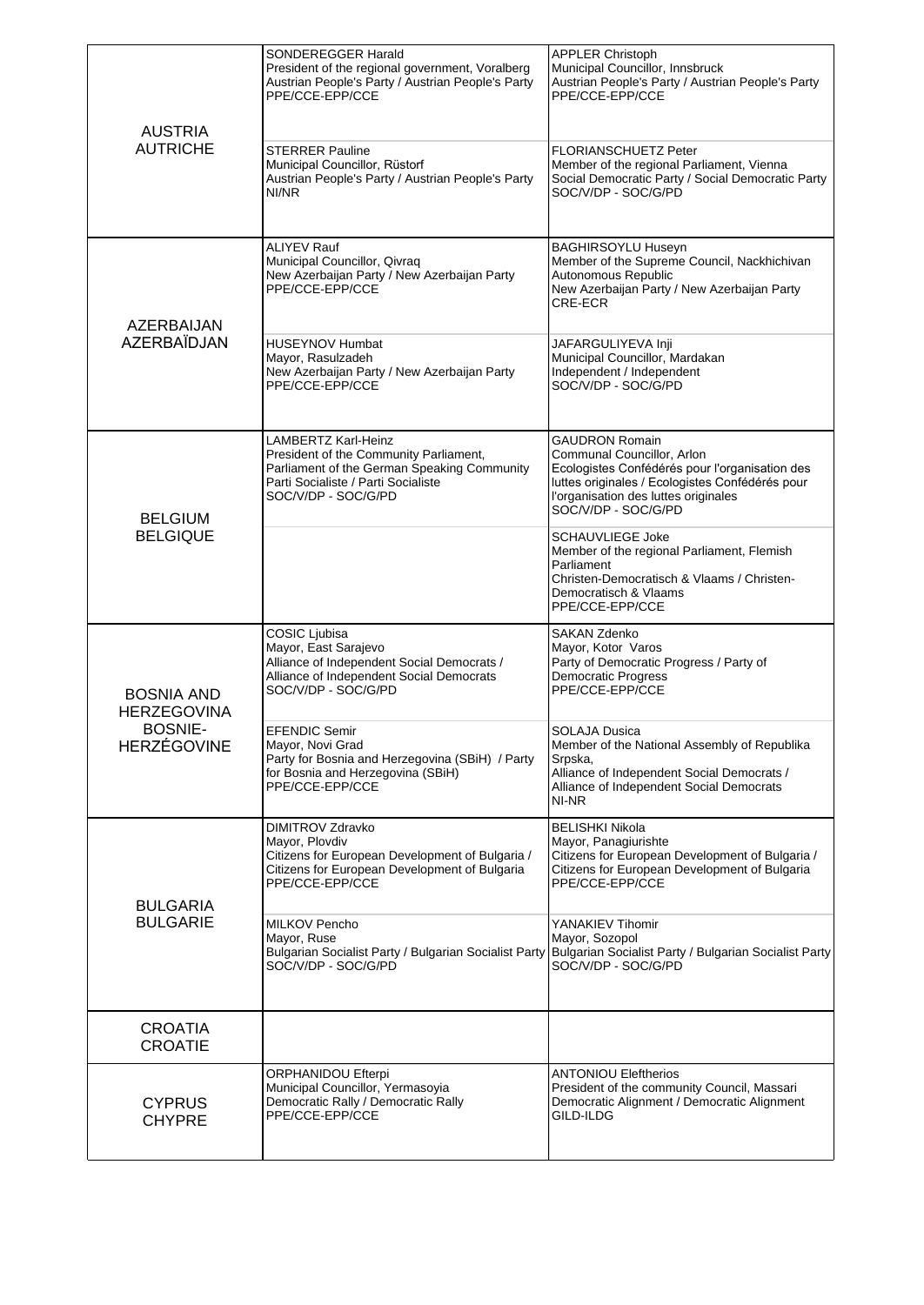| | | |
|---|---|---|
| AUSTRIA<br>AUTRICHE | SONDEREGGER Harald<br>President of the regional government, Voralberg<br>Austrian People's Party / Austrian People's Party<br>PPE/CCE-EPP/CCE | APPLER Christoph<br>Municipal Councillor, Innsbruck<br>Austrian People's Party / Austrian People's Party<br>PPE/CCE-EPP/CCE |
| | STERRER Pauline<br>Municipal Councillor, Rüstorf<br>Austrian People's Party / Austrian People's Party<br>NI/NR | FLORIANSCHUETZ Peter<br>Member of the regional Parliament, Vienna<br>Social Democratic Party / Social Democratic Party<br>SOC/V/DP - SOC/G/PD |
| AZERBAIJAN<br>AZERBAÏDJAN | ALIYEV Rauf<br>Municipal Councillor, Qivraq<br>New Azerbaijan Party / New Azerbaijan Party<br>PPE/CCE-EPP/CCE | BAGHIRSOYLU Huseyn<br>Member of the Supreme Council, Nackhichivan Autonomous Republic<br>New Azerbaijan Party / New Azerbaijan Party<br>CRE-ECR |
| | HUSEYNOV Humbat<br>Mayor, Rasulzadeh<br>New Azerbaijan Party / New Azerbaijan Party<br>PPE/CCE-EPP/CCE | JAFARGULIYEVA Inji<br>Municipal Councillor, Mardakan<br>Independent / Independent<br>SOC/V/DP - SOC/G/PD |
| BELGIUM<br>BELGIQUE | LAMBERTZ Karl-Heinz<br>President of the Community Parliament, Parliament of the German Speaking Community<br>Parti Socialiste / Parti Socialiste<br>SOC/V/DP - SOC/G/PD | GAUDRON Romain<br>Communal Councillor, Arlon<br>Ecologistes Confédérés pour l'organisation des luttes originales / Ecologistes Confédérés pour l'organisation des luttes originales<br>SOC/V/DP - SOC/G/PD |
| | | SCHAUVLIEGE Joke<br>Member of the regional Parliament, Flemish Parliament<br>Christen-Democratisch & Vlaams / Christen-Democratisch & Vlaams<br>PPE/CCE-EPP/CCE |
| BOSNIA AND HERZEGOVINA<br>BOSNIE-HERZÉGOVINE | COSIC Ljubisa<br>Mayor, East Sarajevo<br>Alliance of Independent Social Democrats / Alliance of Independent Social Democrats<br>SOC/V/DP - SOC/G/PD | SAKAN Zdenko<br>Mayor, Kotor Varos<br>Party of Democratic Progress / Party of Democratic Progress<br>PPE/CCE-EPP/CCE |
| | EFENDIC Semir<br>Mayor, Novi Grad<br>Party for Bosnia and Herzegovina (SBiH) / Party for Bosnia and Herzegovina (SBiH)<br>PPE/CCE-EPP/CCE | SOLAJA Dusica<br>Member of the National Assembly of Republika Srpska,<br>Alliance of Independent Social Democrats / Alliance of Independent Social Democrats<br>NI-NR |
| BULGARIA<br>BULGARIE | DIMITROV Zdravko<br>Mayor, Plovdiv<br>Citizens for European Development of Bulgaria / Citizens for European Development of Bulgaria<br>PPE/CCE-EPP/CCE | BELISHKI Nikola<br>Mayor, Panagiurishte<br>Citizens for European Development of Bulgaria / Citizens for European Development of Bulgaria<br>PPE/CCE-EPP/CCE |
| | MILKOV Pencho<br>Mayor, Ruse<br>Bulgarian Socialist Party / Bulgarian Socialist Party<br>SOC/V/DP - SOC/G/PD | YANAKIEV Tihomir<br>Mayor, Sozopol<br>Bulgarian Socialist Party / Bulgarian Socialist Party<br>SOC/V/DP - SOC/G/PD |
| CROATIA<br>CROATIE | | |
| CYPRUS<br>CHYPRE | ORPHANIDOU Efterpi<br>Municipal Councillor, Yermasoyia<br>Democratic Rally / Democratic Rally<br>PPE/CCE-EPP/CCE | ANTONIOU Eleftherios<br>President of the community Council, Massari<br>Democratic Alignment / Democratic Alignment<br>GILD-ILDG |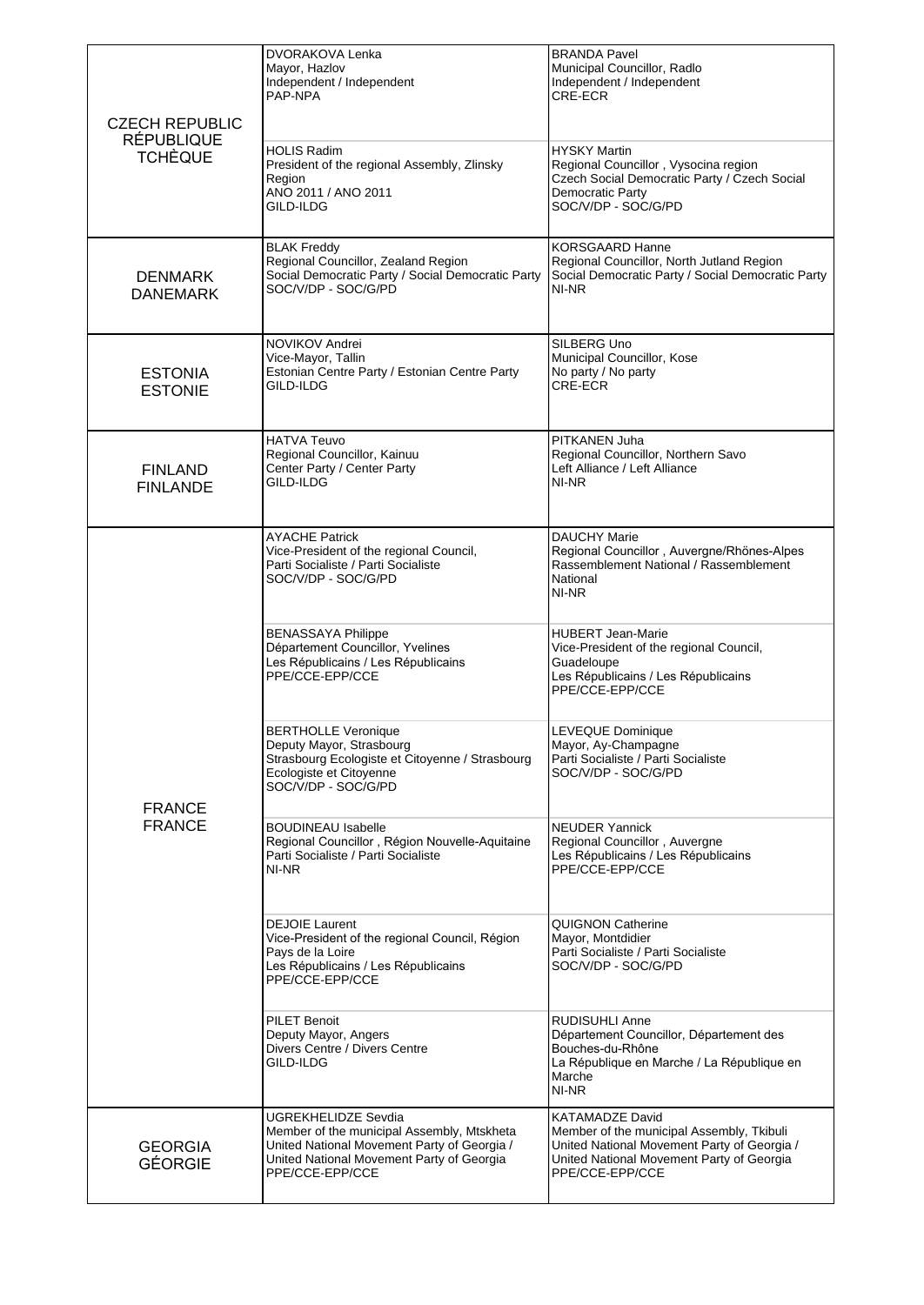| | | |
|---|---|---|
| CZECH REPUBLIC<br>RÉPUBLIQUE TCHÈQUE | DVORAKOVA Lenka<br>Mayor, Hazlov<br>Independent / Independent<br>PAP-NPA | BRANDA Pavel<br>Municipal Councillor, Radlo<br>Independent / Independent<br>CRE-ECR |
| | HOLIS Radim<br>President of the regional Assembly, Zlinsky Region<br>ANO 2011 / ANO 2011<br>GILD-ILDG | HYSKY Martin<br>Regional Councillor , Vysocina region<br>Czech Social Democratic Party / Czech Social Democratic Party<br>SOC/V/DP - SOC/G/PD |
| DENMARK<br>DANEMARK | BLAK Freddy<br>Regional Councillor, Zealand Region<br>Social Democratic Party / Social Democratic Party<br>SOC/V/DP - SOC/G/PD | KORSGAARD Hanne<br>Regional Councillor, North Jutland Region<br>Social Democratic Party / Social Democratic Party<br>NI-NR |
| ESTONIA<br>ESTONIE | NOVIKOV Andrei<br>Vice-Mayor, Tallin<br>Estonian Centre Party / Estonian Centre Party<br>GILD-ILDG | SILBERG Uno<br>Municipal Councillor, Kose<br>No party / No party<br>CRE-ECR |
| FINLAND<br>FINLANDE | HATVA Teuvo<br>Regional Councillor, Kainuu<br>Center Party / Center Party<br>GILD-ILDG | PITKANEN Juha<br>Regional Councillor, Northern Savo<br>Left Alliance / Left Alliance<br>NI-NR |
| FRANCE<br>FRANCE | AYACHE Patrick<br>Vice-President of the regional Council,<br>Parti Socialiste / Parti Socialiste<br>SOC/V/DP - SOC/G/PD | DAUCHY Marie<br>Regional Councillor , Auvergne/Rhönes-Alpes<br>Rassemblement National / Rassemblement National<br>NI-NR |
| | BENASSAYA Philippe<br>Département Councillor, Yvelines<br>Les Républicains / Les Républicains<br>PPE/CCE-EPP/CCE | HUBERT Jean-Marie<br>Vice-President of the regional Council, Guadeloupe<br>Les Républicains / Les Républicains<br>PPE/CCE-EPP/CCE |
| | BERTHOLLE Veronique<br>Deputy Mayor, Strasbourg<br>Strasbourg Ecologiste et Citoyenne / Strasbourg Ecologiste et Citoyenne<br>SOC/V/DP - SOC/G/PD | LEVEQUE Dominique<br>Mayor, Ay-Champagne<br>Parti Socialiste / Parti Socialiste<br>SOC/V/DP - SOC/G/PD |
| | BOUDINEAU Isabelle<br>Regional Councillor , Région Nouvelle-Aquitaine<br>Parti Socialiste / Parti Socialiste<br>NI-NR | NEUDER Yannick<br>Regional Councillor , Auvergne<br>Les Républicains / Les Républicains<br>PPE/CCE-EPP/CCE |
| | DEJOIE Laurent<br>Vice-President of the regional Council, Région Pays de la Loire<br>Les Républicains / Les Républicains<br>PPE/CCE-EPP/CCE | QUIGNON Catherine<br>Mayor, Montdidier<br>Parti Socialiste / Parti Socialiste<br>SOC/V/DP - SOC/G/PD |
| | PILET Benoit<br>Deputy Mayor, Angers<br>Divers Centre / Divers Centre<br>GILD-ILDG | RUDISUHLI Anne<br>Département Councillor, Département des Bouches-du-Rhône<br>La République en Marche / La République en Marche<br>NI-NR |
| GEORGIA<br>GÉORGIE | UGREKHELIDZE Sevdia<br>Member of the municipal Assembly, Mtskheta<br>United National Movement Party of Georgia / United National Movement Party of Georgia<br>PPE/CCE-EPP/CCE | KATAMADZE David<br>Member of the municipal Assembly, Tkibuli<br>United National Movement Party of Georgia / United National Movement Party of Georgia<br>PPE/CCE-EPP/CCE |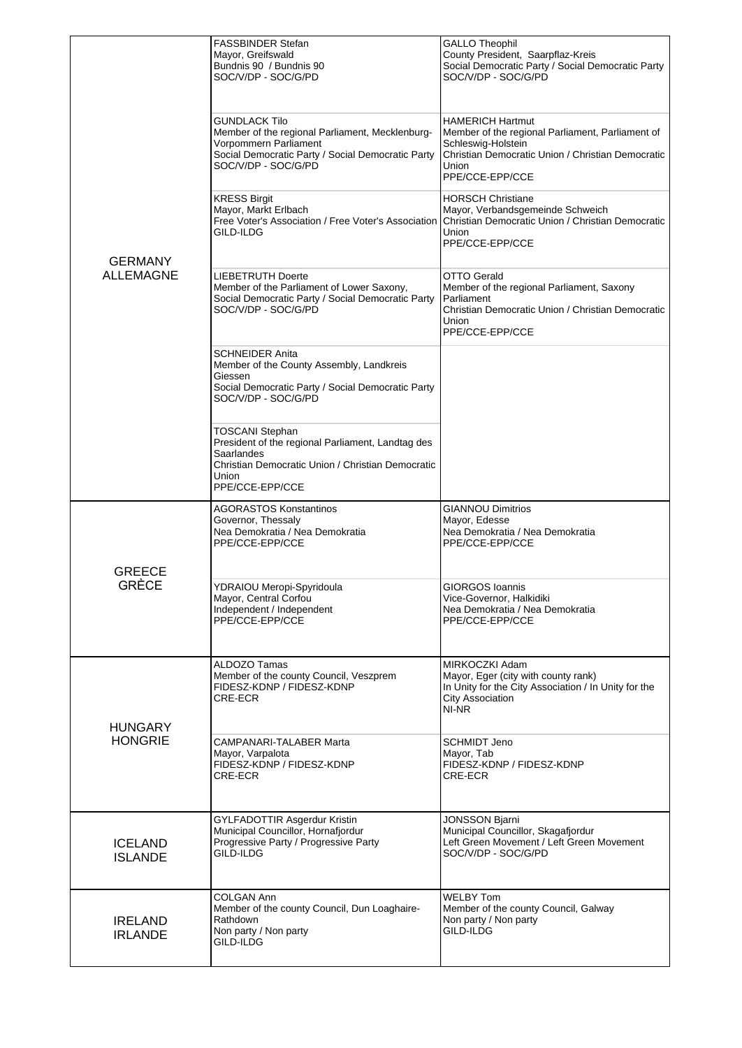| | | |
|---|---|---|
| GERMANY ALLEMAGNE | FASSBINDER Stefan<br>Mayor, Greifswald<br>Bundnis 90 / Bundnis 90<br>SOC/V/DP - SOC/G/PD | GALLO Theophil<br>County President, Saarpflaz-Kreis<br>Social Democratic Party / Social Democratic Party<br>SOC/V/DP - SOC/G/PD |
| | GUNDLACK Tilo<br>Member of the regional Parliament, Mecklenburg-Vorpommern Parliament<br>Social Democratic Party / Social Democratic Party<br>SOC/V/DP - SOC/G/PD | HAMERICH Hartmut<br>Member of the regional Parliament, Parliament of Schleswig-Holstein<br>Christian Democratic Union / Christian Democratic Union<br>PPE/CCE-EPP/CCE |
| | KRESS Birgit<br>Mayor, Markt Erlbach<br>Free Voter's Association / Free Voter's Association<br>GILD-ILDG | HORSCH Christiane<br>Mayor, Verbandsgemeinde Schweich<br>Christian Democratic Union / Christian Democratic Union<br>PPE/CCE-EPP/CCE |
| | LIEBETRUTH Doerte<br>Member of the Parliament of Lower Saxony,<br>Social Democratic Party / Social Democratic Party<br>SOC/V/DP - SOC/G/PD | OTTO Gerald<br>Member of the regional Parliament, Saxony Parliament<br>Christian Democratic Union / Christian Democratic Union<br>PPE/CCE-EPP/CCE |
| | SCHNEIDER Anita<br>Member of the County Assembly, Landkreis Giessen<br>Social Democratic Party / Social Democratic Party<br>SOC/V/DP - SOC/G/PD | |
| | TOSCANI Stephan<br>President of the regional Parliament, Landtag des Saarlandes<br>Christian Democratic Union / Christian Democratic Union<br>PPE/CCE-EPP/CCE | |
| GREECE GRÈCE | AGORASTOS Konstantinos<br>Governor, Thessaly<br>Nea Demokratia / Nea Demokratia<br>PPE/CCE-EPP/CCE | GIANNOU Dimitrios<br>Mayor, Edesse<br>Nea Demokratia / Nea Demokratia<br>PPE/CCE-EPP/CCE |
| | YDRAIOU Meropi-Spyridoula<br>Mayor, Central Corfou<br>Independent / Independent<br>PPE/CCE-EPP/CCE | GIORGOS Ioannis<br>Vice-Governor, Halkidiki<br>Nea Demokratia / Nea Demokratia<br>PPE/CCE-EPP/CCE |
| HUNGARY HONGRIE | ALDOZO Tamas<br>Member of the county Council, Veszprem<br>FIDESZ-KDNP / FIDESZ-KDNP<br>CRE-ECR | MIRKOCZKI Adam<br>Mayor, Eger (city with county rank)<br>In Unity for the City Association / In Unity for the City Association<br>NI-NR |
| | CAMPANARI-TALABER Marta<br>Mayor, Varpalota<br>FIDESZ-KDNP / FIDESZ-KDNP<br>CRE-ECR | SCHMIDT Jeno<br>Mayor, Tab<br>FIDESZ-KDNP / FIDESZ-KDNP<br>CRE-ECR |
| ICELAND ISLANDE | GYLFADOTTIR Asgerdur Kristin<br>Municipal Councillor, Hornafjordur<br>Progressive Party / Progressive Party<br>GILD-ILDG | JONSSON Bjarni<br>Municipal Councillor, Skagafjordur<br>Left Green Movement / Left Green Movement<br>SOC/V/DP - SOC/G/PD |
| IRELAND IRLANDE | COLGAN Ann<br>Member of the county Council, Dun Loaghaire-Rathdown<br>Non party / Non party<br>GILD-ILDG | WELBY Tom<br>Member of the county Council, Galway<br>Non party / Non party<br>GILD-ILDG |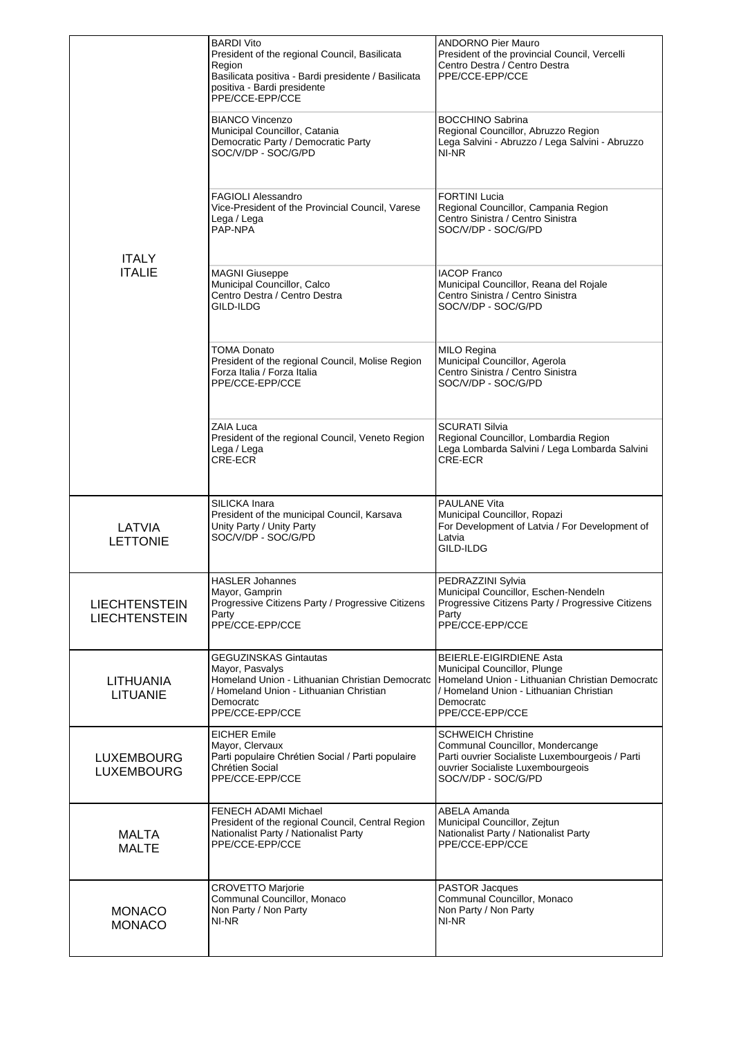| | | |
|---|---|---|
| ITALY<br>ITALIE | BARDI Vito<br>President of the regional Council, Basilicata Region<br>Basilicata positiva - Bardi presidente / Basilicata positiva - Bardi presidente<br>PPE/CCE-EPP/CCE | ANDORNO Pier Mauro<br>President of the provincial Council, Vercelli<br>Centro Destra / Centro Destra<br>PPE/CCE-EPP/CCE |
| | BIANCO Vincenzo<br>Municipal Councillor, Catania<br>Democratic Party / Democratic Party<br>SOC/V/DP - SOC/G/PD | BOCCHINO Sabrina<br>Regional Councillor, Abruzzo Region<br>Lega Salvini - Abruzzo / Lega Salvini - Abruzzo<br>NI-NR |
| | FAGIOLI Alessandro<br>Vice-President of the Provincial Council, Varese<br>Lega / Lega<br>PAP-NPA | FORTINI Lucia<br>Regional Councillor, Campania Region<br>Centro Sinistra / Centro Sinistra<br>SOC/V/DP - SOC/G/PD |
| | MAGNI Giuseppe<br>Municipal Councillor, Calco<br>Centro Destra / Centro Destra<br>GILD-ILDG | IACOP Franco<br>Municipal Councillor, Reana del Rojale<br>Centro Sinistra / Centro Sinistra<br>SOC/V/DP - SOC/G/PD |
| | TOMA Donato<br>President of the regional Council, Molise Region<br>Forza Italia / Forza Italia<br>PPE/CCE-EPP/CCE | MILO Regina<br>Municipal Councillor, Agerola<br>Centro Sinistra / Centro Sinistra<br>SOC/V/DP - SOC/G/PD |
| | ZAIA Luca<br>President of the regional Council, Veneto Region<br>Lega / Lega<br>CRE-ECR | SCURATI Silvia<br>Regional Councillor, Lombardia Region<br>Lega Lombarda Salvini / Lega Lombarda Salvini<br>CRE-ECR |
| LATVIA<br>LETTONIE | SILICKA Inara<br>President of the municipal Council, Karsava<br>Unity Party / Unity Party<br>SOC/V/DP - SOC/G/PD | PAULANE Vita<br>Municipal Councillor, Ropazi<br>For Development of Latvia / For Development of Latvia<br>GILD-ILDG |
| LIECHTENSTEIN<br>LIECHTENSTEIN | HASLER Johannes<br>Mayor, Gamprin<br>Progressive Citizens Party / Progressive Citizens Party<br>PPE/CCE-EPP/CCE | PEDRAZZINI Sylvia<br>Municipal Councillor, Eschen-Nendeln<br>Progressive Citizens Party / Progressive Citizens Party<br>PPE/CCE-EPP/CCE |
| LITHUANIA<br>LITUANIE | GEGUZINSKAS Gintautas<br>Mayor, Pasvalys<br>Homeland Union - Lithuanian Christian Democratc / Homeland Union - Lithuanian Christian Democratc<br>PPE/CCE-EPP/CCE | BEIERLE-EIGIRDIENE Asta<br>Municipal Councillor, Plunge<br>Homeland Union - Lithuanian Christian Democratc / Homeland Union - Lithuanian Christian Democratc<br>PPE/CCE-EPP/CCE |
| LUXEMBOURG<br>LUXEMBOURG | EICHER Emile<br>Mayor, Clervaux<br>Parti populaire Chrétien Social / Parti populaire Chrétien Social<br>PPE/CCE-EPP/CCE | SCHWEICH Christine<br>Communal Councillor, Mondercange<br>Parti ouvrier Socialiste Luxembourgeois / Parti ouvrier Socialiste Luxembourgeois<br>SOC/V/DP - SOC/G/PD |
| MALTA<br>MALTE | FENECH ADAMI Michael<br>President of the regional Council, Central Region<br>Nationalist Party / Nationalist Party<br>PPE/CCE-EPP/CCE | ABELA Amanda<br>Municipal Councillor, Zejtun<br>Nationalist Party / Nationalist Party<br>PPE/CCE-EPP/CCE |
| MONACO<br>MONACO | CROVETTO Marjorie<br>Communal Councillor, Monaco<br>Non Party / Non Party<br>NI-NR | PASTOR Jacques<br>Communal Councillor, Monaco<br>Non Party / Non Party<br>NI-NR |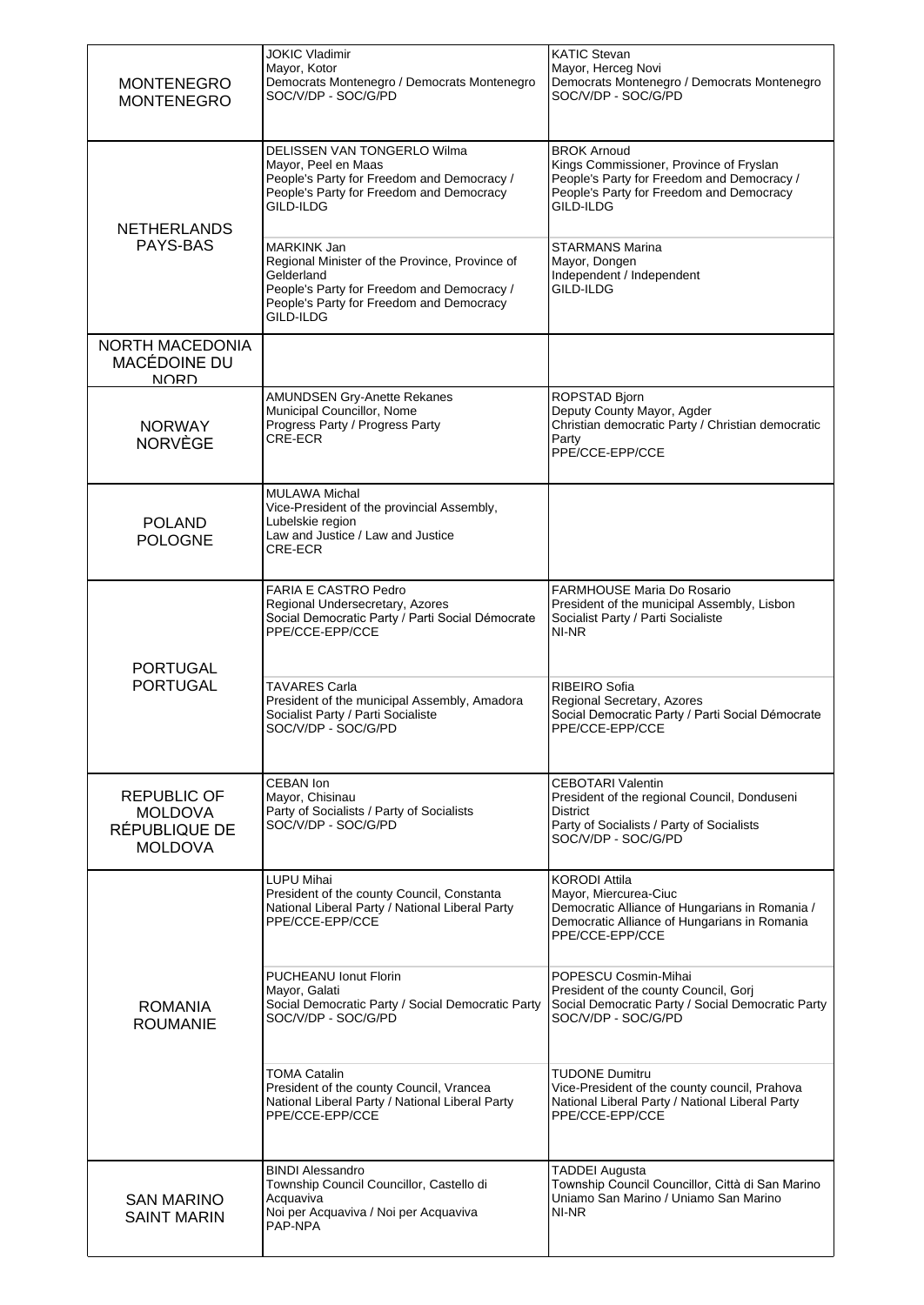| | | |
|---|---|---|
| MONTENEGRO<br>MONTENEGRO | JOKIC Vladimir<br>Mayor, Kotor<br>Democrats Montenegro / Democrats Montenegro<br>SOC/V/DP - SOC/G/PD | KATIC Stevan<br>Mayor, Herceg Novi<br>Democrats Montenegro / Democrats Montenegro<br>SOC/V/DP - SOC/G/PD |
| NETHERLANDS<br>PAYS-BAS | DELISSEN VAN TONGERLO Wilma<br>Mayor, Peel en Maas<br>People's Party for Freedom and Democracy / People's Party for Freedom and Democracy<br>GILD-ILDG | BROK Arnoud<br>Kings Commissioner, Province of Fryslan<br>People's Party for Freedom and Democracy / People's Party for Freedom and Democracy<br>GILD-ILDG |
| | MARKINK Jan<br>Regional Minister of the Province, Province of Gelderland<br>People's Party for Freedom and Democracy / People's Party for Freedom and Democracy<br>GILD-ILDG | STARMANS Marina<br>Mayor, Dongen<br>Independent / Independent<br>GILD-ILDG |
| NORTH MACEDONIA<br>MACÉDOINE DU NORD | | |
| NORWAY<br>NORVÈGE | AMUNDSEN Gry-Anette Rekanes<br>Municipal Councillor, Nome<br>Progress Party / Progress Party<br>CRE-ECR | ROPSTAD Bjorn<br>Deputy County Mayor, Agder<br>Christian democratic Party / Christian democratic Party<br>PPE/CCE-EPP/CCE |
| POLAND<br>POLOGNE | MULAWA Michal<br>Vice-President of the provincial Assembly, Lubelskie region<br>Law and Justice / Law and Justice<br>CRE-ECR | |
| PORTUGAL<br>PORTUGAL | FARIA E CASTRO Pedro<br>Regional Undersecretary, Azores<br>Social Democratic Party / Parti Social Démocrate<br>PPE/CCE-EPP/CCE | FARMHOUSE Maria Do Rosario<br>President of the municipal Assembly, Lisbon<br>Socialist Party / Parti Socialiste<br>NI-NR |
| | TAVARES Carla<br>President of the municipal Assembly, Amadora<br>Socialist Party / Parti Socialiste<br>SOC/V/DP - SOC/G/PD | RIBEIRO Sofia<br>Regional Secretary, Azores<br>Social Democratic Party / Parti Social Démocrate<br>PPE/CCE-EPP/CCE |
| REPUBLIC OF MOLDOVA<br>RÉPUBLIQUE DE MOLDOVA | CEBAN Ion<br>Mayor, Chisinau<br>Party of Socialists / Party of Socialists<br>SOC/V/DP - SOC/G/PD | CEBOTARI Valentin<br>President of the regional Council, Donduseni District<br>Party of Socialists / Party of Socialists<br>SOC/V/DP - SOC/G/PD |
| ROMANIA<br>ROUMANIE | LUPU Mihai<br>President of the county Council, Constanta<br>National Liberal Party / National Liberal Party<br>PPE/CCE-EPP/CCE | KORODI Attila<br>Mayor, Miercurea-Ciuc<br>Democratic Alliance of Hungarians in Romania / Democratic Alliance of Hungarians in Romania<br>PPE/CCE-EPP/CCE |
| | PUCHEANU Ionut Florin<br>Mayor, Galati<br>Social Democratic Party / Social Democratic Party<br>SOC/V/DP - SOC/G/PD | POPESCU Cosmin-Mihai<br>President of the county Council, Gorj<br>Social Democratic Party / Social Democratic Party<br>SOC/V/DP - SOC/G/PD |
| | TOMA Catalin<br>President of the county Council, Vrancea<br>National Liberal Party / National Liberal Party<br>PPE/CCE-EPP/CCE | TUDONE Dumitru<br>Vice-President of the county council, Prahova<br>National Liberal Party / National Liberal Party<br>PPE/CCE-EPP/CCE |
| SAN MARINO<br>SAINT MARIN | BINDI Alessandro<br>Township Council Councillor, Castello di Acquaviva<br>Noi per Acquaviva / Noi per Acquaviva<br>PAP-NPA | TADDEI Augusta<br>Township Council Councillor, Città di San Marino<br>Uniamo San Marino / Uniamo San Marino<br>NI-NR |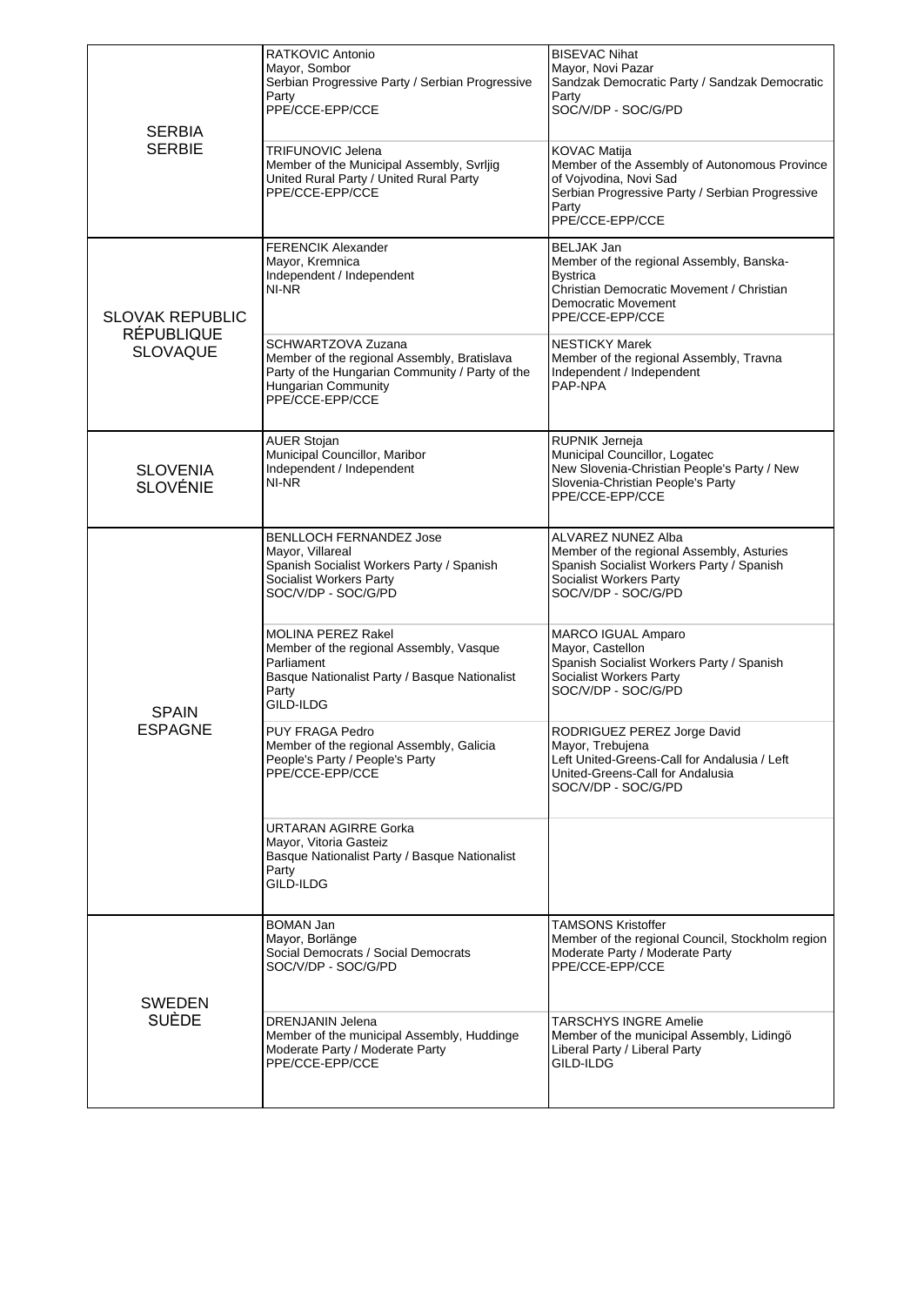| | | |
|---|---|---|
| SERBIA<br>SERBIE | RATKOVIC Antonio<br>Mayor, Sombor<br>Serbian Progressive Party / Serbian Progressive Party<br>PPE/CCE-EPP/CCE | BISEVAC Nihat<br>Mayor, Novi Pazar<br>Sandzak Democratic Party / Sandzak Democratic Party<br>SOC/V/DP - SOC/G/PD |
| | TRIFUNOVIC Jelena<br>Member of the Municipal Assembly, Svrljig<br>United Rural Party / United Rural Party<br>PPE/CCE-EPP/CCE | KOVAC Matija<br>Member of the Assembly of Autonomous Province of Vojvodina, Novi Sad<br>Serbian Progressive Party / Serbian Progressive Party<br>PPE/CCE-EPP/CCE |
| SLOVAK REPUBLIC<br>RÉPUBLIQUE SLOVAQUE | FERENCIK Alexander<br>Mayor, Kremnica<br>Independent / Independent<br>NI-NR | BELJAK Jan<br>Member of the regional Assembly, Banska-Bystrica<br>Christian Democratic Movement / Christian Democratic Movement<br>PPE/CCE-EPP/CCE |
| | SCHWARTZOVA Zuzana<br>Member of the regional Assembly, Bratislava<br>Party of the Hungarian Community / Party of the Hungarian Community<br>PPE/CCE-EPP/CCE | NESTICKY Marek<br>Member of the regional Assembly, Travna<br>Independent / Independent<br>PAP-NPA |
| SLOVENIA<br>SLOVÉNIE | AUER Stojan<br>Municipal Councillor, Maribor<br>Independent / Independent<br>NI-NR | RUPNIK Jerneja<br>Municipal Councillor, Logatec<br>New Slovenia-Christian People's Party / New Slovenia-Christian People's Party<br>PPE/CCE-EPP/CCE |
| SPAIN<br>ESPAGNE | BENLLOCH FERNANDEZ Jose<br>Mayor, Villareal<br>Spanish Socialist Workers Party / Spanish Socialist Workers Party<br>SOC/V/DP - SOC/G/PD | ALVAREZ NUNEZ Alba<br>Member of the regional Assembly, Asturies<br>Spanish Socialist Workers Party / Spanish Socialist Workers Party<br>SOC/V/DP - SOC/G/PD |
| | MOLINA PEREZ Rakel<br>Member of the regional Assembly, Vasque Parliament<br>Basque Nationalist Party / Basque Nationalist Party<br>GILD-ILDG | MARCO IGUAL Amparo<br>Mayor, Castellon<br>Spanish Socialist Workers Party / Spanish Socialist Workers Party<br>SOC/V/DP - SOC/G/PD |
| | PUY FRAGA Pedro<br>Member of the regional Assembly, Galicia<br>People's Party / People's Party<br>PPE/CCE-EPP/CCE | RODRIGUEZ PEREZ Jorge David<br>Mayor, Trebujena<br>Left United-Greens-Call for Andalusia / Left United-Greens-Call for Andalusia<br>SOC/V/DP - SOC/G/PD |
| | URTARAN AGIRRE Gorka<br>Mayor, Vitoria Gasteiz<br>Basque Nationalist Party / Basque Nationalist Party<br>GILD-ILDG | |
| SWEDEN<br>SUÈDE | BOMAN Jan<br>Mayor, Borlänge<br>Social Democrats / Social Democrats<br>SOC/V/DP - SOC/G/PD | TAMSONS Kristoffer<br>Member of the regional Council, Stockholm region<br>Moderate Party / Moderate Party<br>PPE/CCE-EPP/CCE |
| | DRENJANIN Jelena<br>Member of the municipal Assembly, Huddinge<br>Moderate Party / Moderate Party<br>PPE/CCE-EPP/CCE | TARSCHYS INGRE Amelie<br>Member of the municipal Assembly, Lidingö<br>Liberal Party / Liberal Party<br>GILD-ILDG |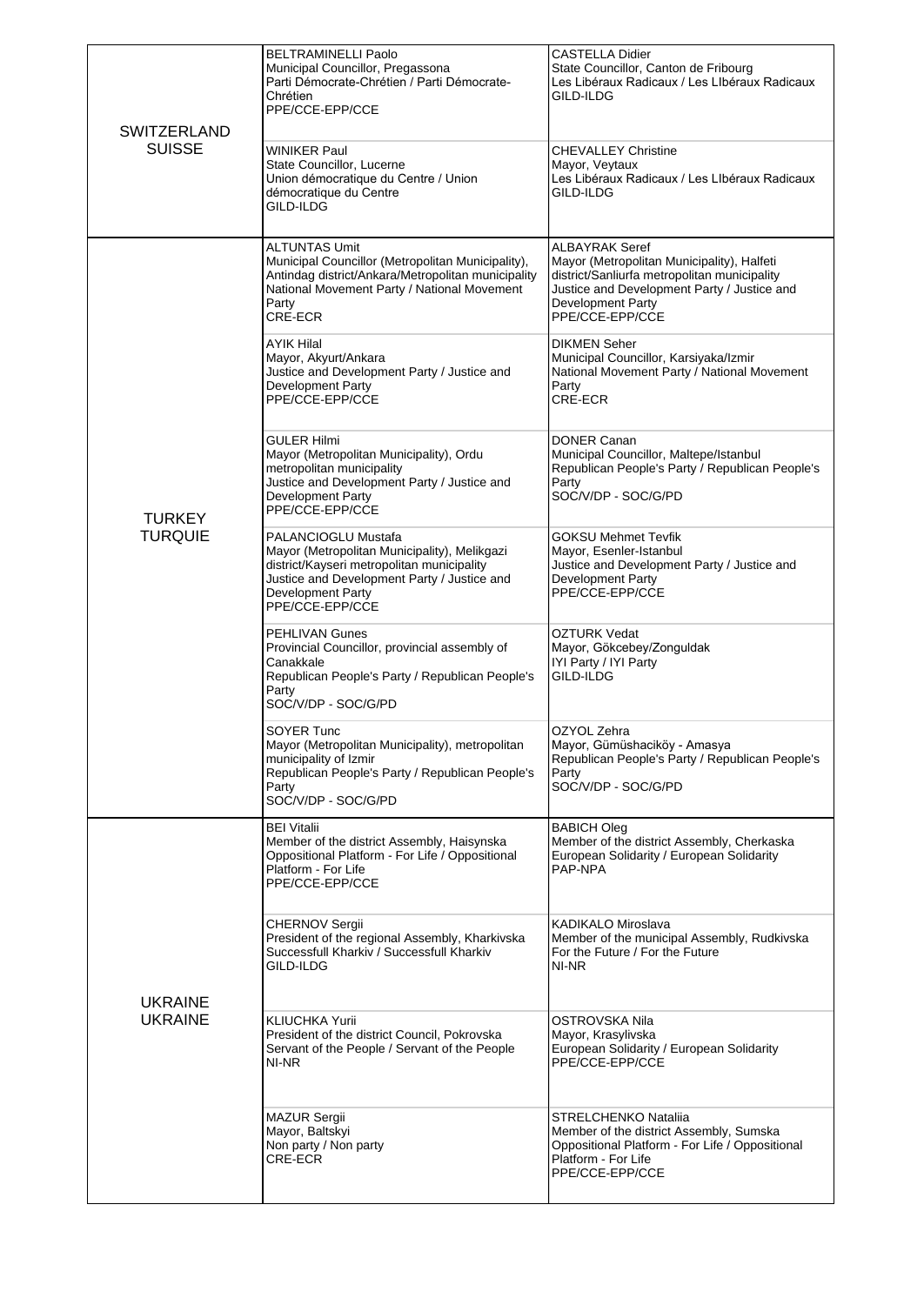| | | |
|---|---|---|
| SWITZERLAND<br>SUISSE | BELTRAMINELLI Paolo<br>Municipal Councillor, Pregassona<br>Parti Démocrate-Chrétien / Parti Démocrate-Chrétien<br>PPE/CCE-EPP/CCE | CASTELLA Didier<br>State Councillor, Canton de Fribourg<br>Les Libéraux Radicaux / Les LIbéraux Radicaux<br>GILD-ILDG |
| | WINIKER Paul<br>State Councillor, Lucerne<br>Union démocratique du Centre / Union démocratique du Centre<br>GILD-ILDG | CHEVALLEY Christine<br>Mayor, Veytaux<br>Les Libéraux Radicaux / Les LIbéraux Radicaux<br>GILD-ILDG |
| TURKEY<br>TURQUIE | ALTUNTAS Umit<br>Municipal Councillor (Metropolitan Municipality), Antindag district/Ankara/Metropolitan municipality<br>National Movement Party / National Movement Party<br>CRE-ECR | ALBAYRAK Seref<br>Mayor (Metropolitan Municipality), Halfeti district/Sanliurfa metropolitan municipality<br>Justice and Development Party / Justice and Development Party<br>PPE/CCE-EPP/CCE |
| | AYIK Hilal<br>Mayor, Akyurt/Ankara<br>Justice and Development Party / Justice and Development Party<br>PPE/CCE-EPP/CCE | DIKMEN Seher<br>Municipal Councillor, Karsiyaka/Izmir<br>National Movement Party / National Movement Party<br>CRE-ECR |
| | GULER Hilmi<br>Mayor (Metropolitan Municipality), Ordu metropolitan municipality<br>Justice and Development Party / Justice and Development Party<br>PPE/CCE-EPP/CCE | DONER Canan<br>Municipal Councillor, Maltepe/Istanbul<br>Republican People's Party / Republican People's Party<br>SOC/V/DP - SOC/G/PD |
| | PALANCIOGLU Mustafa<br>Mayor (Metropolitan Municipality), Melikgazi district/Kayseri metropolitan municipality<br>Justice and Development Party / Justice and Development Party<br>PPE/CCE-EPP/CCE | GOKSU Mehmet Tevfik<br>Mayor, Esenler-Istanbul<br>Justice and Development Party / Justice and Development Party<br>PPE/CCE-EPP/CCE |
| | PEHLIVAN Gunes<br>Provincial Councillor, provincial assembly of Canakkale<br>Republican People's Party / Republican People's Party<br>SOC/V/DP - SOC/G/PD | OZTURK Vedat<br>Mayor, Gökcebey/Zonguldak<br>IYI Party / IYI Party<br>GILD-ILDG |
| | SOYER Tunc<br>Mayor (Metropolitan Municipality), metropolitan municipality of Izmir<br>Republican People's Party / Republican People's Party<br>SOC/V/DP - SOC/G/PD | OZYOL Zehra<br>Mayor, Gümüshaciköy - Amasya<br>Republican People's Party / Republican People's Party<br>SOC/V/DP - SOC/G/PD |
| UKRAINE<br>UKRAINE | BEI Vitalii<br>Member of the district Assembly, Haisynska<br>Oppositional Platform - For Life / Oppositional Platform - For Life<br>PPE/CCE-EPP/CCE | BABICH Oleg<br>Member of the district Assembly, Cherkaska<br>European Solidarity / European Solidarity<br>PAP-NPA |
| | CHERNOV Sergii<br>President of the regional Assembly, Kharkivska<br>Successfull Kharkiv / Successfull Kharkiv<br>GILD-ILDG | KADIKALO Miroslava<br>Member of the municipal Assembly, Rudkivska<br>For the Future / For the Future<br>NI-NR |
| | KLIUCHKA Yurii<br>President of the district Council, Pokrovska<br>Servant of the People / Servant of the People<br>NI-NR | OSTROVSKA Nila<br>Mayor, Krasylivska<br>European Solidarity / European Solidarity<br>PPE/CCE-EPP/CCE |
| | MAZUR Sergii<br>Mayor, Baltskyi<br>Non party / Non party<br>CRE-ECR | STRELCHENKO Nataliia<br>Member of the district Assembly, Sumska<br>Oppositional Platform - For Life / Oppositional Platform - For Life<br>PPE/CCE-EPP/CCE |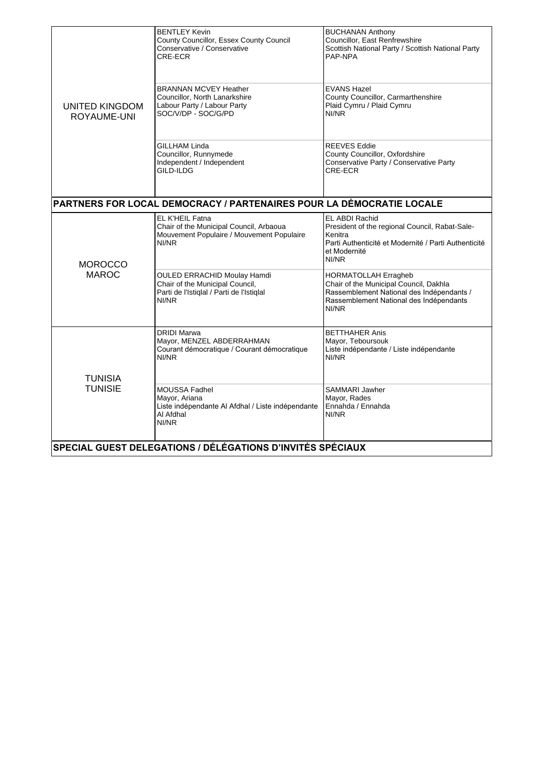| | | |
|---|---|---|
| UNITED KINGDOM<br>ROYAUME-UNI | BENTLEY Kevin<br>County Councillor, Essex County Council<br>Conservative / Conservative<br>CRE-ECR | BUCHANAN Anthony<br>Councillor, East Renfrewshire<br>Scottish National Party / Scottish National Party<br>PAP-NPA |
| | BRANNAN MCVEY Heather<br>Councillor, North Lanarkshire<br>Labour Party / Labour Party<br>SOC/V/DP - SOC/G/PD | EVANS Hazel<br>County Councillor, Carmarthenshire<br>Plaid Cymru / Plaid Cymru<br>NI/NR |
| | GILLHAM Linda<br>Councillor, Runnymede<br>Independent / Independent<br>GILD-ILDG | REEVES Eddie<br>County Councillor, Oxfordshire<br>Conservative Party / Conservative Party<br>CRE-ECR |

## PARTNERS FOR LOCAL DEMOCRACY / PARTENAIRES POUR LA DÉMOCRATIE LOCALE

| | | |
|---|---|---|
| MOROCCO<br>MAROC | EL K'HEIL Fatna<br>Chair of the Municipal Council, Arbaoua<br>Mouvement Populaire / Mouvement Populaire<br>NI/NR | EL ABDI Rachid<br>President of the regional Council, Rabat-Sale-Kenitra<br>Parti Authenticité et Modernité / Parti Authenticité et Modernité<br>NI/NR |
| | OULED ERRACHID Moulay Hamdi<br>Chair of the Municipal Council,<br>Parti de l'Istiqlal / Parti de l'Istiqlal<br>NI/NR | HORMATOLLAH Erragheb<br>Chair of the Municipal Council, Dakhla<br>Rassemblement National des Indépendants / Rassemblement National des Indépendants<br>NI/NR |
| TUNISIA<br>TUNISIE | DRIDI Marwa<br>Mayor, MENZEL ABDERRAHMAN<br>Courant démocratique / Courant démocratique<br>NI/NR | BETTHAHER Anis<br>Mayor, Teboursouk<br>Liste indépendante / Liste indépendante<br>NI/NR |
| | MOUSSA Fadhel<br>Mayor, Ariana<br>Liste indépendante Al Afdhal / Liste indépendante Al Afdhal<br>NI/NR | SAMMARI Jawher<br>Mayor, Rades<br>Ennahda / Ennahda<br>NI/NR |

## SPECIAL GUEST DELEGATIONS / DÉLÉGATIONS D'INVITÉS SPÉCIAUX